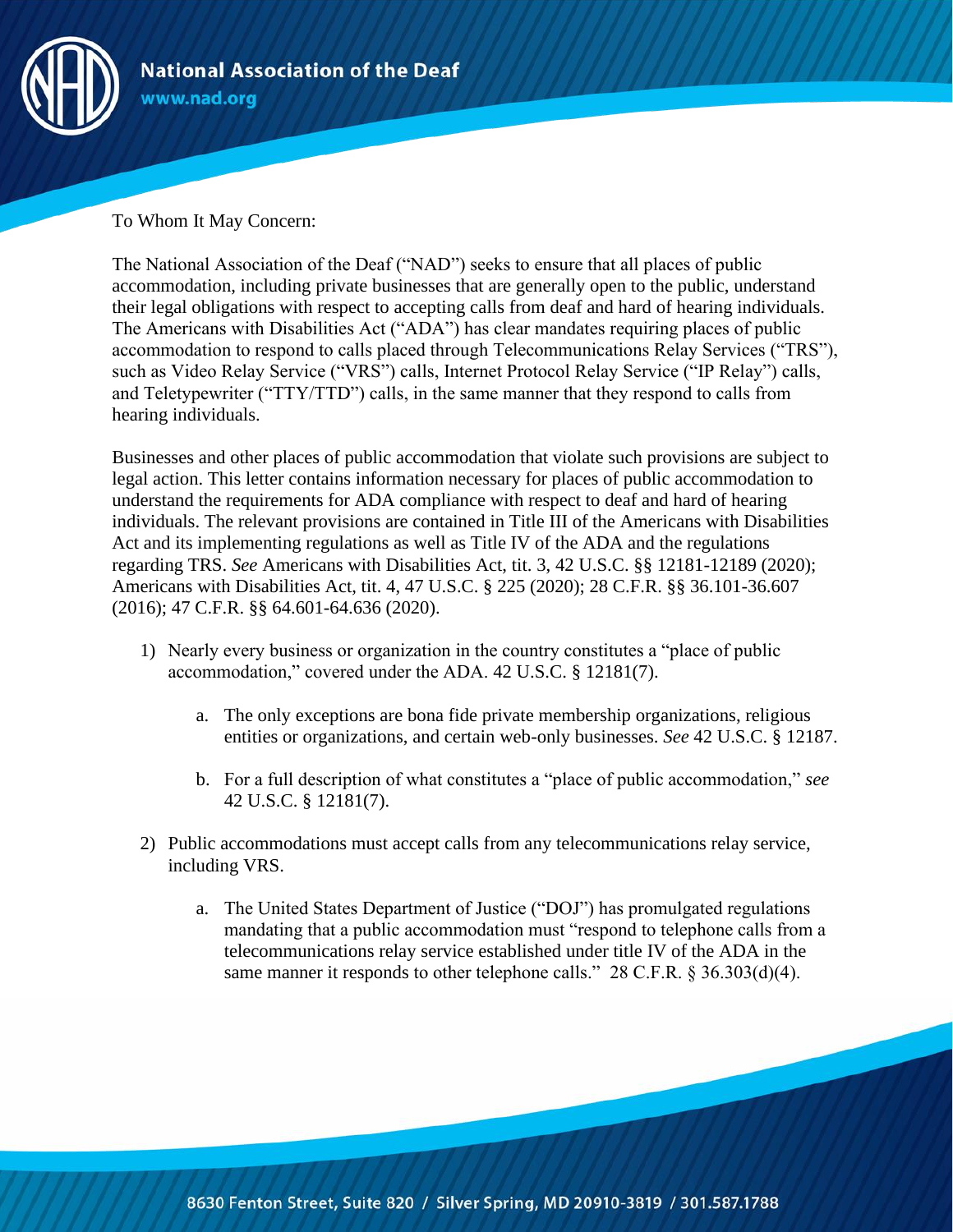National Association of the Deaf
www.nad.org

To Whom It May Concern:

The National Association of the Deaf ("NAD") seeks to ensure that all places of public accommodation, including private businesses that are generally open to the public, understand their legal obligations with respect to accepting calls from deaf and hard of hearing individuals. The Americans with Disabilities Act ("ADA") has clear mandates requiring places of public accommodation to respond to calls placed through Telecommunications Relay Services ("TRS"), such as Video Relay Service ("VRS") calls, Internet Protocol Relay Service ("IP Relay") calls, and Teletypewriter ("TTY/TTD") calls, in the same manner that they respond to calls from hearing individuals.

Businesses and other places of public accommodation that violate such provisions are subject to legal action. This letter contains information necessary for places of public accommodation to understand the requirements for ADA compliance with respect to deaf and hard of hearing individuals. The relevant provisions are contained in Title III of the Americans with Disabilities Act and its implementing regulations as well as Title IV of the ADA and the regulations regarding TRS. *See* Americans with Disabilities Act, tit. 3, 42 U.S.C. §§ 12181-12189 (2020); Americans with Disabilities Act, tit. 4, 47 U.S.C. § 225 (2020); 28 C.F.R. §§ 36.101-36.607 (2016); 47 C.F.R. §§ 64.601-64.636 (2020).

1) Nearly every business or organization in the country constitutes a "place of public accommodation," covered under the ADA. 42 U.S.C. § 12181(7).

    a. The only exceptions are bona fide private membership organizations, religious entities or organizations, and certain web-only businesses. *See* 42 U.S.C. § 12187.

    b. For a full description of what constitutes a "place of public accommodation," *see* 42 U.S.C. § 12181(7).

2) Public accommodations must accept calls from any telecommunications relay service, including VRS.

    a. The United States Department of Justice ("DOJ") has promulgated regulations mandating that a public accommodation must "respond to telephone calls from a telecommunications relay service established under title IV of the ADA in the same manner it responds to other telephone calls." 28 C.F.R. § 36.303(d)(4).

8630 Fenton Street, Suite 820 / Silver Spring, MD 20910-3819 / 301.587.1788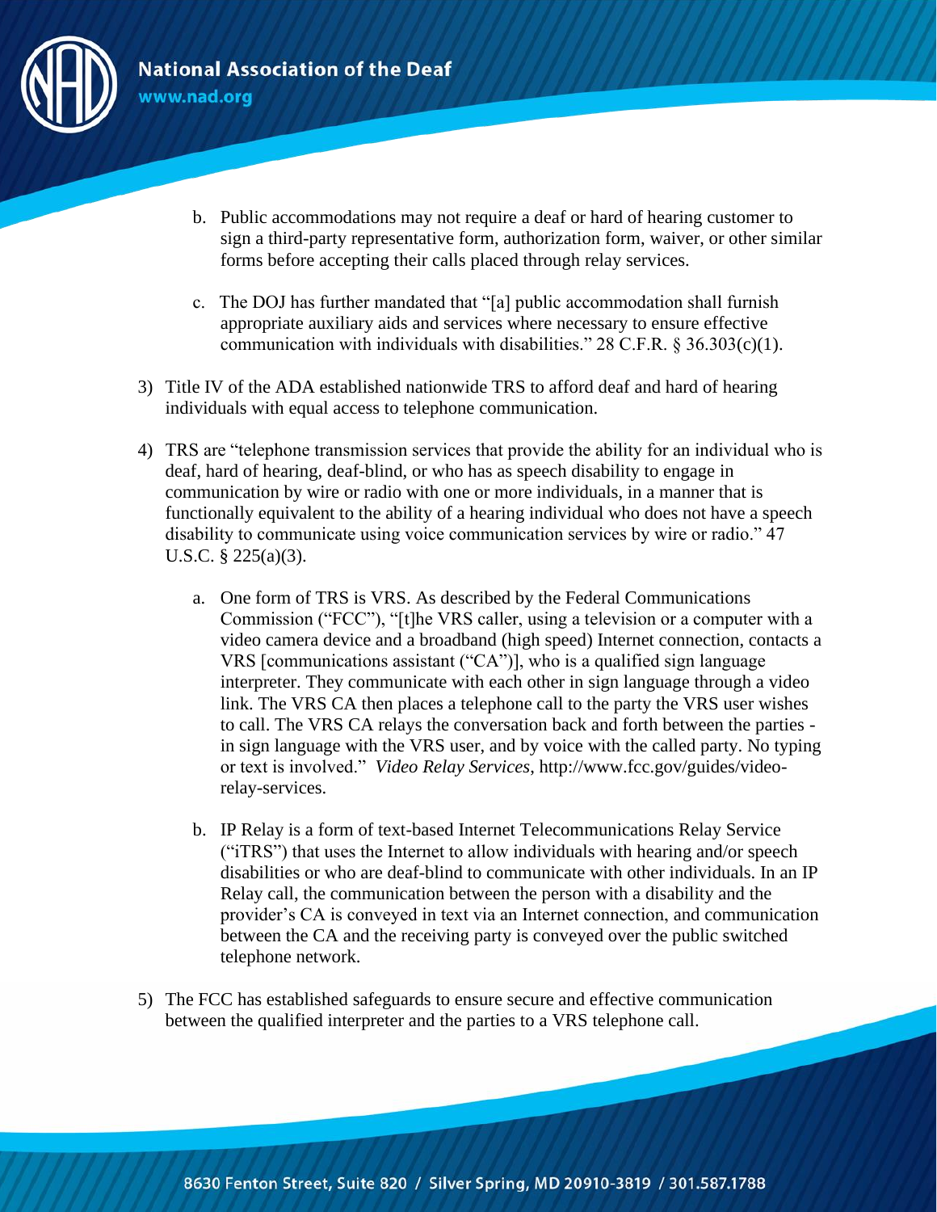b. Public accommodations may not require a deaf or hard of hearing customer to sign a third-party representative form, authorization form, waiver, or other similar forms before accepting their calls placed through relay services.

c. The DOJ has further mandated that "[a] public accommodation shall furnish appropriate auxiliary aids and services where necessary to ensure effective communication with individuals with disabilities." 28 C.F.R. § 36.303(c)(1).

3) Title IV of the ADA established nationwide TRS to afford deaf and hard of hearing individuals with equal access to telephone communication.

4) TRS are "telephone transmission services that provide the ability for an individual who is deaf, hard of hearing, deaf-blind, or who has as speech disability to engage in communication by wire or radio with one or more individuals, in a manner that is functionally equivalent to the ability of a hearing individual who does not have a speech disability to communicate using voice communication services by wire or radio." 47 U.S.C. § 225(a)(3).

   a. One form of TRS is VRS. As described by the Federal Communications Commission ("FCC"), "[t]he VRS caller, using a television or a computer with a video camera device and a broadband (high speed) Internet connection, contacts a VRS [communications assistant ("CA")], who is a qualified sign language interpreter. They communicate with each other in sign language through a video link. The VRS CA then places a telephone call to the party the VRS user wishes to call. The VRS CA relays the conversation back and forth between the parties - in sign language with the VRS user, and by voice with the called party. No typing or text is involved." *Video Relay Services*, http://www.fcc.gov/guides/video-relay-services.

   b. IP Relay is a form of text-based Internet Telecommunications Relay Service ("iTRS") that uses the Internet to allow individuals with hearing and/or speech disabilities or who are deaf-blind to communicate with other individuals. In an IP Relay call, the communication between the person with a disability and the provider's CA is conveyed in text via an Internet connection, and communication between the CA and the receiving party is conveyed over the public switched telephone network.

5) The FCC has established safeguards to ensure secure and effective communication between the qualified interpreter and the parties to a VRS telephone call.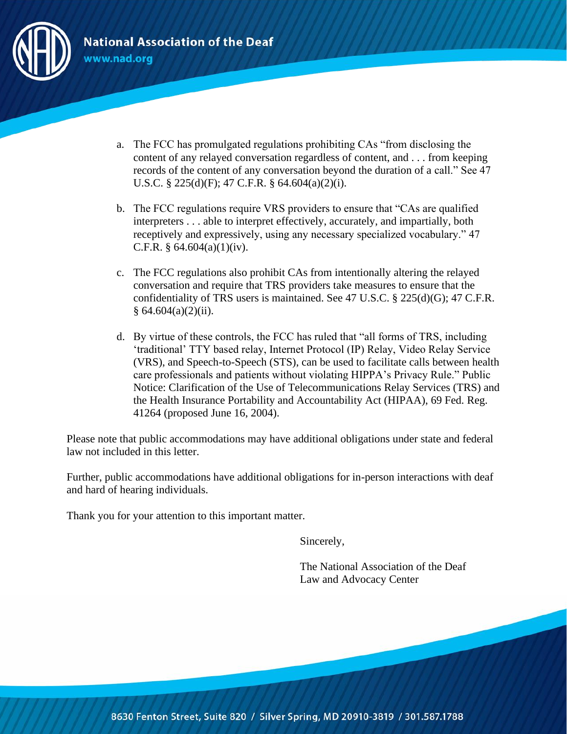a. The FCC has promulgated regulations prohibiting CAs "from disclosing the content of any relayed conversation regardless of content, and . . . from keeping records of the content of any conversation beyond the duration of a call." See 47 U.S.C. § 225(d)(F); 47 C.F.R. § 64.604(a)(2)(i).

b. The FCC regulations require VRS providers to ensure that "CAs are qualified interpreters . . . able to interpret effectively, accurately, and impartially, both receptively and expressively, using any necessary specialized vocabulary." 47 C.F.R. § 64.604(a)(1)(iv).

c. The FCC regulations also prohibit CAs from intentionally altering the relayed conversation and require that TRS providers take measures to ensure that the confidentiality of TRS users is maintained. See 47 U.S.C. § 225(d)(G); 47 C.F.R. § 64.604(a)(2)(ii).

d. By virtue of these controls, the FCC has ruled that "all forms of TRS, including 'traditional' TTY based relay, Internet Protocol (IP) Relay, Video Relay Service (VRS), and Speech-to-Speech (STS), can be used to facilitate calls between health care professionals and patients without violating HIPPA's Privacy Rule." Public Notice: Clarification of the Use of Telecommunications Relay Services (TRS) and the Health Insurance Portability and Accountability Act (HIPAA), 69 Fed. Reg. 41264 (proposed June 16, 2004).

Please note that public accommodations may have additional obligations under state and federal law not included in this letter.

Further, public accommodations have additional obligations for in-person interactions with deaf and hard of hearing individuals.

Thank you for your attention to this important matter.

Sincerely,

The National Association of the Deaf
Law and Advocacy Center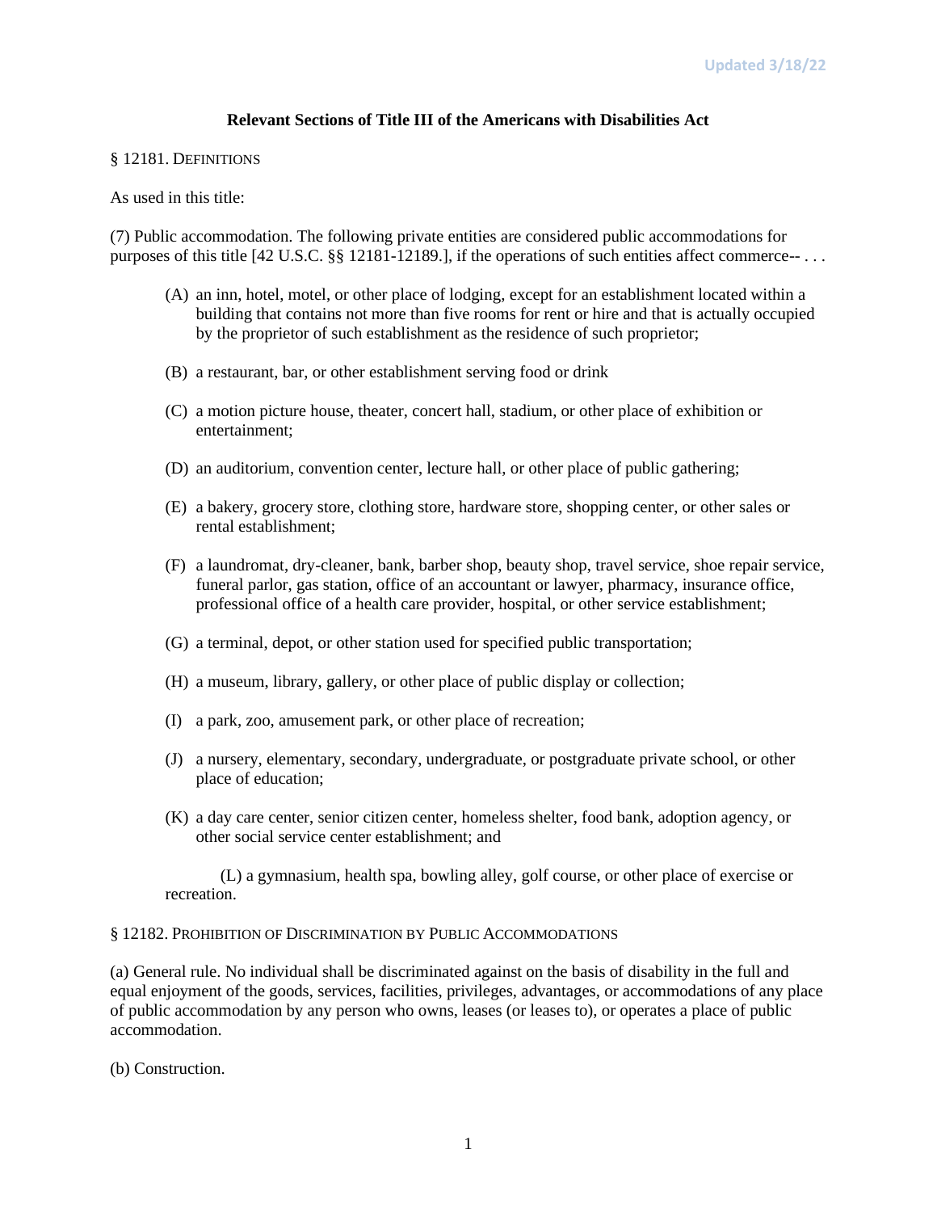### Relevant Sections of Title III of the Americans with Disabilities Act

§ 12181. DEFINITIONS

As used in this title:

(7) Public accommodation. The following private entities are considered public accommodations for purposes of this title [42 U.S.C. §§ 12181-12189.], if the operations of such entities affect commerce-- . . .

- (A) an inn, hotel, motel, or other place of lodging, except for an establishment located within a building that contains not more than five rooms for rent or hire and that is actually occupied by the proprietor of such establishment as the residence of such proprietor;
- (B) a restaurant, bar, or other establishment serving food or drink
- (C) a motion picture house, theater, concert hall, stadium, or other place of exhibition or entertainment;
- (D) an auditorium, convention center, lecture hall, or other place of public gathering;
- (E) a bakery, grocery store, clothing store, hardware store, shopping center, or other sales or rental establishment;
- (F) a laundromat, dry-cleaner, bank, barber shop, beauty shop, travel service, shoe repair service, funeral parlor, gas station, office of an accountant or lawyer, pharmacy, insurance office, professional office of a health care provider, hospital, or other service establishment;
- (G) a terminal, depot, or other station used for specified public transportation;
- (H) a museum, library, gallery, or other place of public display or collection;
- (I) a park, zoo, amusement park, or other place of recreation;
- (J) a nursery, elementary, secondary, undergraduate, or postgraduate private school, or other place of education;
- (K) a day care center, senior citizen center, homeless shelter, food bank, adoption agency, or other social service center establishment; and
- (L) a gymnasium, health spa, bowling alley, golf course, or other place of exercise or recreation.

§ 12182. PROHIBITION OF DISCRIMINATION BY PUBLIC ACCOMMODATIONS

(a) General rule. No individual shall be discriminated against on the basis of disability in the full and equal enjoyment of the goods, services, facilities, privileges, advantages, or accommodations of any place of public accommodation by any person who owns, leases (or leases to), or operates a place of public accommodation.

(b) Construction.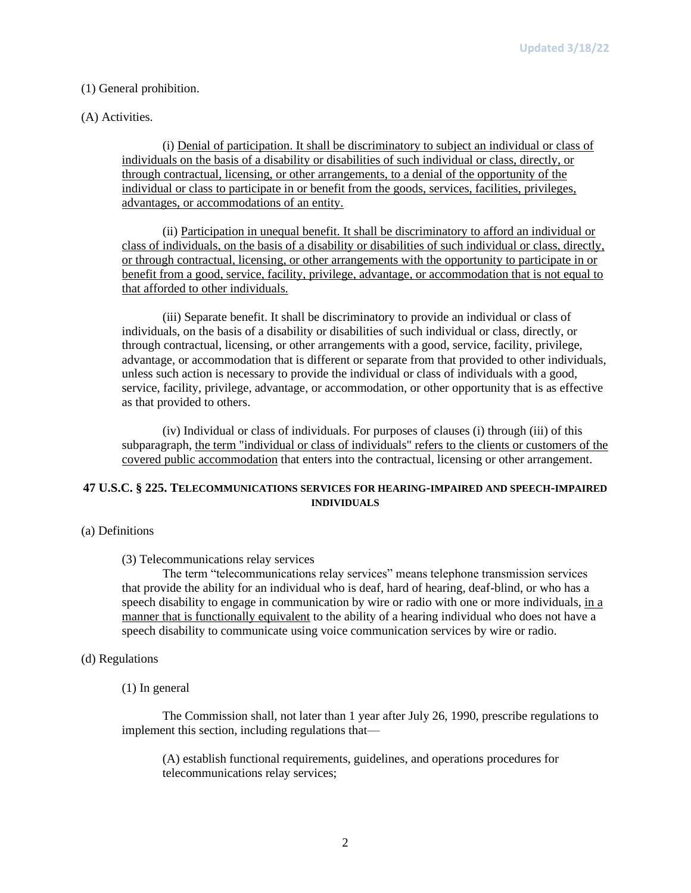(1) General prohibition.

(A) Activities.

> (i) <u>Denial of participation. It shall be discriminatory to subject an individual or class of individuals on the basis of a disability or disabilities of such individual or class, directly, or through contractual, licensing, or other arrangements, to a denial of the opportunity of the individual or class to participate in or benefit from the goods, services, facilities, privileges, advantages, or accommodations of an entity.</u>
>
> (ii) <u>Participation in unequal benefit. It shall be discriminatory to afford an individual or class of individuals, on the basis of a disability or disabilities of such individual or class, directly, or through contractual, licensing, or other arrangements with the opportunity to participate in or benefit from a good, service, facility, privilege, advantage, or accommodation that is not equal to that afforded to other individuals.</u>
>
> (iii) Separate benefit. It shall be discriminatory to provide an individual or class of individuals, on the basis of a disability or disabilities of such individual or class, directly, or through contractual, licensing, or other arrangements with a good, service, facility, privilege, advantage, or accommodation that is different or separate from that provided to other individuals, unless such action is necessary to provide the individual or class of individuals with a good, service, facility, privilege, advantage, or accommodation, or other opportunity that is as effective as that provided to others.
>
> (iv) Individual or class of individuals. For purposes of clauses (i) through (iii) of this subparagraph, <u>the term "individual or class of individuals" refers to the clients or customers of the covered public accommodation</u> that enters into the contractual, licensing or other arrangement.

## 47 U.S.C. § 225. TELECOMMUNICATIONS SERVICES FOR HEARING-IMPAIRED AND SPEECH-IMPAIRED INDIVIDUALS

(a) Definitions

> (3) Telecommunications relay services
>
> The term "telecommunications relay services" means telephone transmission services that provide the ability for an individual who is deaf, hard of hearing, deaf-blind, or who has a speech disability to engage in communication by wire or radio with one or more individuals, <u>in a manner that is functionally equivalent</u> to the ability of a hearing individual who does not have a speech disability to communicate using voice communication services by wire or radio.

(d) Regulations

> (1) In general
>
> The Commission shall, not later than 1 year after July 26, 1990, prescribe regulations to implement this section, including regulations that—
>
> > (A) establish functional requirements, guidelines, and operations procedures for telecommunications relay services;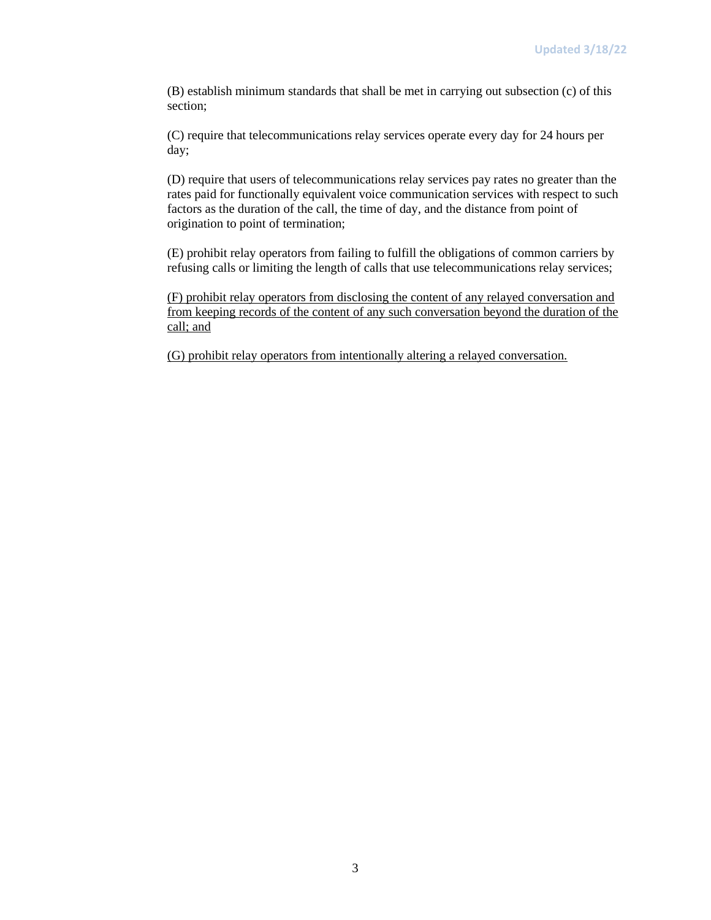(B) establish minimum standards that shall be met in carrying out subsection (c) of this section;

(C) require that telecommunications relay services operate every day for 24 hours per day;

(D) require that users of telecommunications relay services pay rates no greater than the rates paid for functionally equivalent voice communication services with respect to such factors as the duration of the call, the time of day, and the distance from point of origination to point of termination;

(E) prohibit relay operators from failing to fulfill the obligations of common carriers by refusing calls or limiting the length of calls that use telecommunications relay services;

<u>(F) prohibit relay operators from disclosing the content of any relayed conversation and from keeping records of the content of any such conversation beyond the duration of the call; and</u>

<u>(G) prohibit relay operators from intentionally altering a relayed conversation.</u>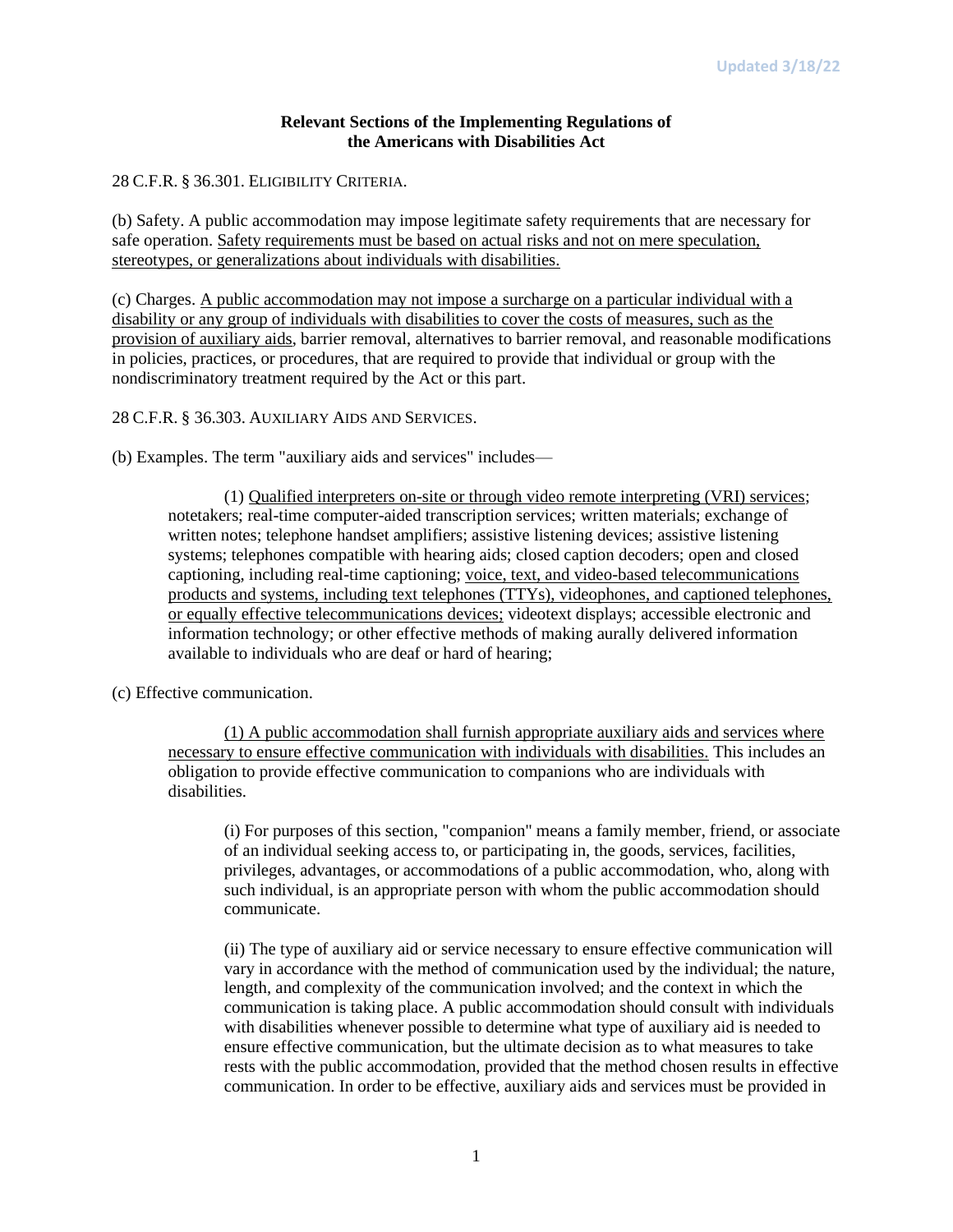**Relevant Sections of the Implementing Regulations of the Americans with Disabilities Act**

28 C.F.R. § 36.301. ELIGIBILITY CRITERIA.

(b) Safety. A public accommodation may impose legitimate safety requirements that are necessary for safe operation. <u>Safety requirements must be based on actual risks and not on mere speculation, stereotypes, or generalizations about individuals with disabilities.</u>

(c) Charges. <u>A public accommodation may not impose a surcharge on a particular individual with a disability or any group of individuals with disabilities to cover the costs of measures, such as the provision of auxiliary aids</u>, barrier removal, alternatives to barrier removal, and reasonable modifications in policies, practices, or procedures, that are required to provide that individual or group with the nondiscriminatory treatment required by the Act or this part.

28 C.F.R. § 36.303. AUXILIARY AIDS AND SERVICES.

(b) Examples. The term "auxiliary aids and services" includes—

> (1) <u>Qualified interpreters on-site or through video remote interpreting (VRI) services</u>; notetakers; real-time computer-aided transcription services; written materials; exchange of written notes; telephone handset amplifiers; assistive listening devices; assistive listening systems; telephones compatible with hearing aids; closed caption decoders; open and closed captioning, including real-time captioning; <u>voice, text, and video-based telecommunications products and systems, including text telephones (TTYs), videophones, and captioned telephones, or equally effective telecommunications devices;</u> videotext displays; accessible electronic and information technology; or other effective methods of making aurally delivered information available to individuals who are deaf or hard of hearing;

(c) Effective communication.

> <u>(1) A public accommodation shall furnish appropriate auxiliary aids and services where necessary to ensure effective communication with individuals with disabilities.</u> This includes an obligation to provide effective communication to companions who are individuals with disabilities.
>
> > (i) For purposes of this section, "companion" means a family member, friend, or associate of an individual seeking access to, or participating in, the goods, services, facilities, privileges, advantages, or accommodations of a public accommodation, who, along with such individual, is an appropriate person with whom the public accommodation should communicate.
> >
> > (ii) The type of auxiliary aid or service necessary to ensure effective communication will vary in accordance with the method of communication used by the individual; the nature, length, and complexity of the communication involved; and the context in which the communication is taking place. A public accommodation should consult with individuals with disabilities whenever possible to determine what type of auxiliary aid is needed to ensure effective communication, but the ultimate decision as to what measures to take rests with the public accommodation, provided that the method chosen results in effective communication. In order to be effective, auxiliary aids and services must be provided in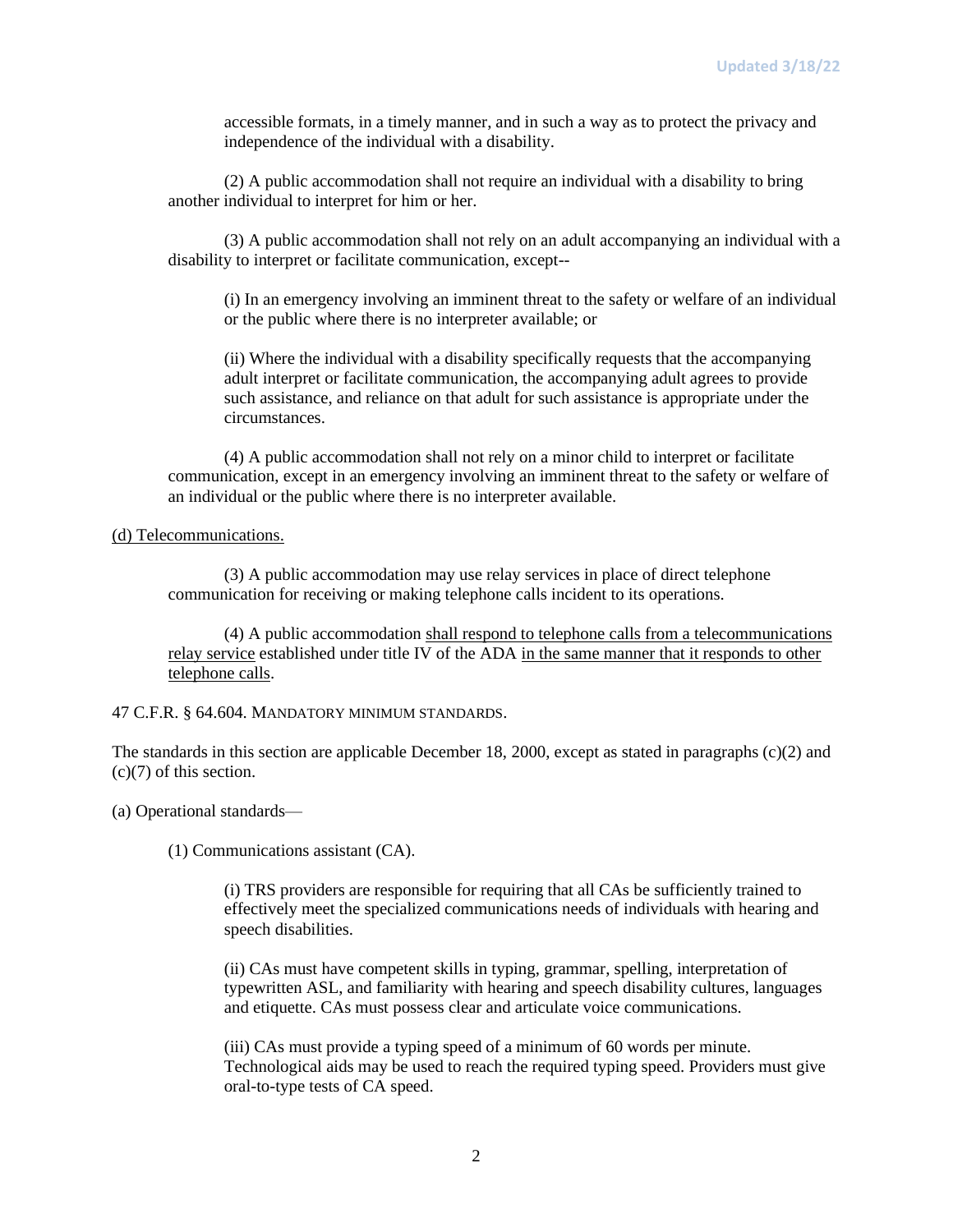accessible formats, in a timely manner, and in such a way as to protect the privacy and independence of the individual with a disability.

(2) A public accommodation shall not require an individual with a disability to bring another individual to interpret for him or her.

(3) A public accommodation shall not rely on an adult accompanying an individual with a disability to interpret or facilitate communication, except--

(i) In an emergency involving an imminent threat to the safety or welfare of an individual or the public where there is no interpreter available; or

(ii) Where the individual with a disability specifically requests that the accompanying adult interpret or facilitate communication, the accompanying adult agrees to provide such assistance, and reliance on that adult for such assistance is appropriate under the circumstances.

(4) A public accommodation shall not rely on a minor child to interpret or facilitate communication, except in an emergency involving an imminent threat to the safety or welfare of an individual or the public where there is no interpreter available.

<u>(d) Telecommunications.</u>

(3) A public accommodation may use relay services in place of direct telephone communication for receiving or making telephone calls incident to its operations.

(4) A public accommodation <u>shall respond to telephone calls from a telecommunications relay service</u> established under title IV of the ADA <u>in the same manner that it responds to other telephone calls</u>.

47 C.F.R. § 64.604. MANDATORY MINIMUM STANDARDS.

The standards in this section are applicable December 18, 2000, except as stated in paragraphs (c)(2) and (c)(7) of this section.

(a) Operational standards—

(1) Communications assistant (CA).

(i) TRS providers are responsible for requiring that all CAs be sufficiently trained to effectively meet the specialized communications needs of individuals with hearing and speech disabilities.

(ii) CAs must have competent skills in typing, grammar, spelling, interpretation of typewritten ASL, and familiarity with hearing and speech disability cultures, languages and etiquette. CAs must possess clear and articulate voice communications.

(iii) CAs must provide a typing speed of a minimum of 60 words per minute. Technological aids may be used to reach the required typing speed. Providers must give oral-to-type tests of CA speed.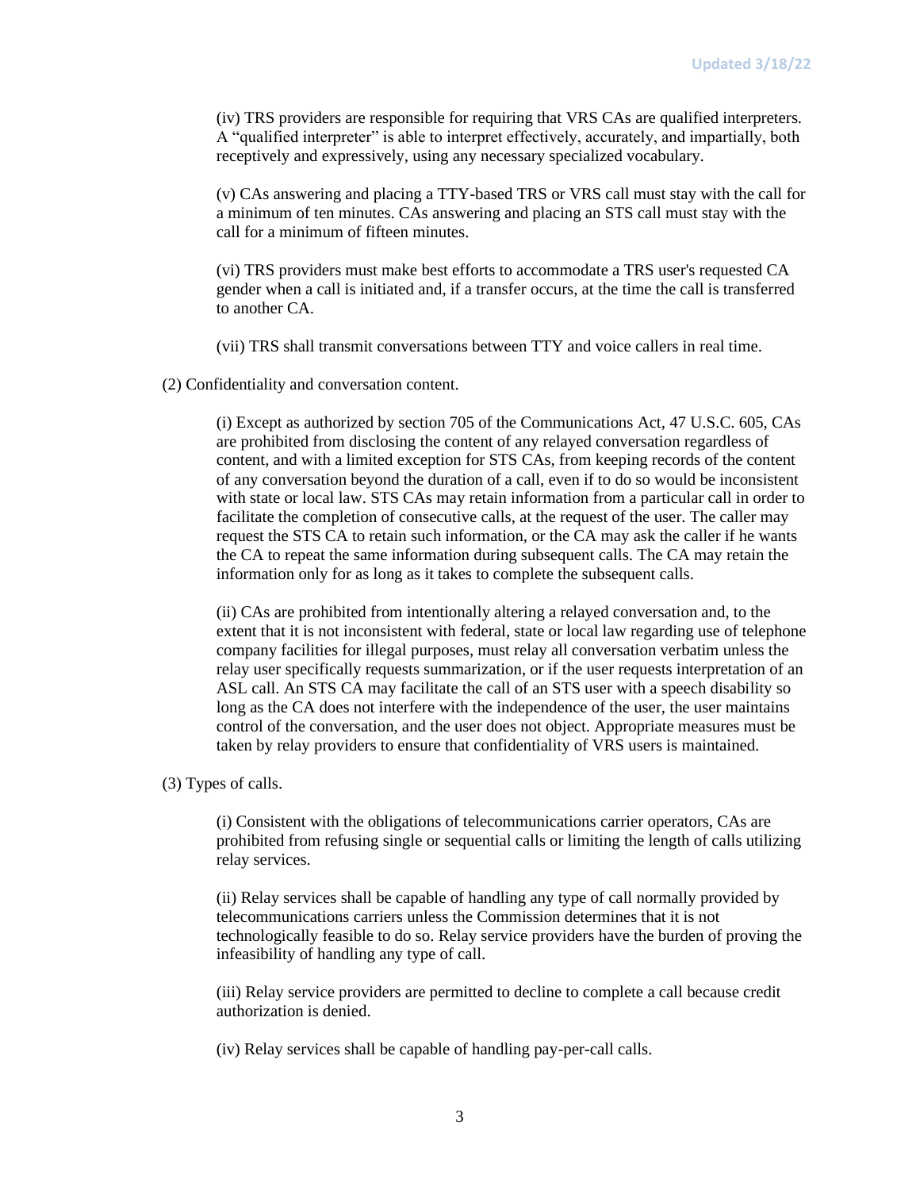(iv) TRS providers are responsible for requiring that VRS CAs are qualified interpreters. A "qualified interpreter" is able to interpret effectively, accurately, and impartially, both receptively and expressively, using any necessary specialized vocabulary.

(v) CAs answering and placing a TTY-based TRS or VRS call must stay with the call for a minimum of ten minutes. CAs answering and placing an STS call must stay with the call for a minimum of fifteen minutes.

(vi) TRS providers must make best efforts to accommodate a TRS user's requested CA gender when a call is initiated and, if a transfer occurs, at the time the call is transferred to another CA.

(vii) TRS shall transmit conversations between TTY and voice callers in real time.

(2) Confidentiality and conversation content.

(i) Except as authorized by section 705 of the Communications Act, 47 U.S.C. 605, CAs are prohibited from disclosing the content of any relayed conversation regardless of content, and with a limited exception for STS CAs, from keeping records of the content of any conversation beyond the duration of a call, even if to do so would be inconsistent with state or local law. STS CAs may retain information from a particular call in order to facilitate the completion of consecutive calls, at the request of the user. The caller may request the STS CA to retain such information, or the CA may ask the caller if he wants the CA to repeat the same information during subsequent calls. The CA may retain the information only for as long as it takes to complete the subsequent calls.

(ii) CAs are prohibited from intentionally altering a relayed conversation and, to the extent that it is not inconsistent with federal, state or local law regarding use of telephone company facilities for illegal purposes, must relay all conversation verbatim unless the relay user specifically requests summarization, or if the user requests interpretation of an ASL call. An STS CA may facilitate the call of an STS user with a speech disability so long as the CA does not interfere with the independence of the user, the user maintains control of the conversation, and the user does not object. Appropriate measures must be taken by relay providers to ensure that confidentiality of VRS users is maintained.

(3) Types of calls.

(i) Consistent with the obligations of telecommunications carrier operators, CAs are prohibited from refusing single or sequential calls or limiting the length of calls utilizing relay services.

(ii) Relay services shall be capable of handling any type of call normally provided by telecommunications carriers unless the Commission determines that it is not technologically feasible to do so. Relay service providers have the burden of proving the infeasibility of handling any type of call.

(iii) Relay service providers are permitted to decline to complete a call because credit authorization is denied.

(iv) Relay services shall be capable of handling pay-per-call calls.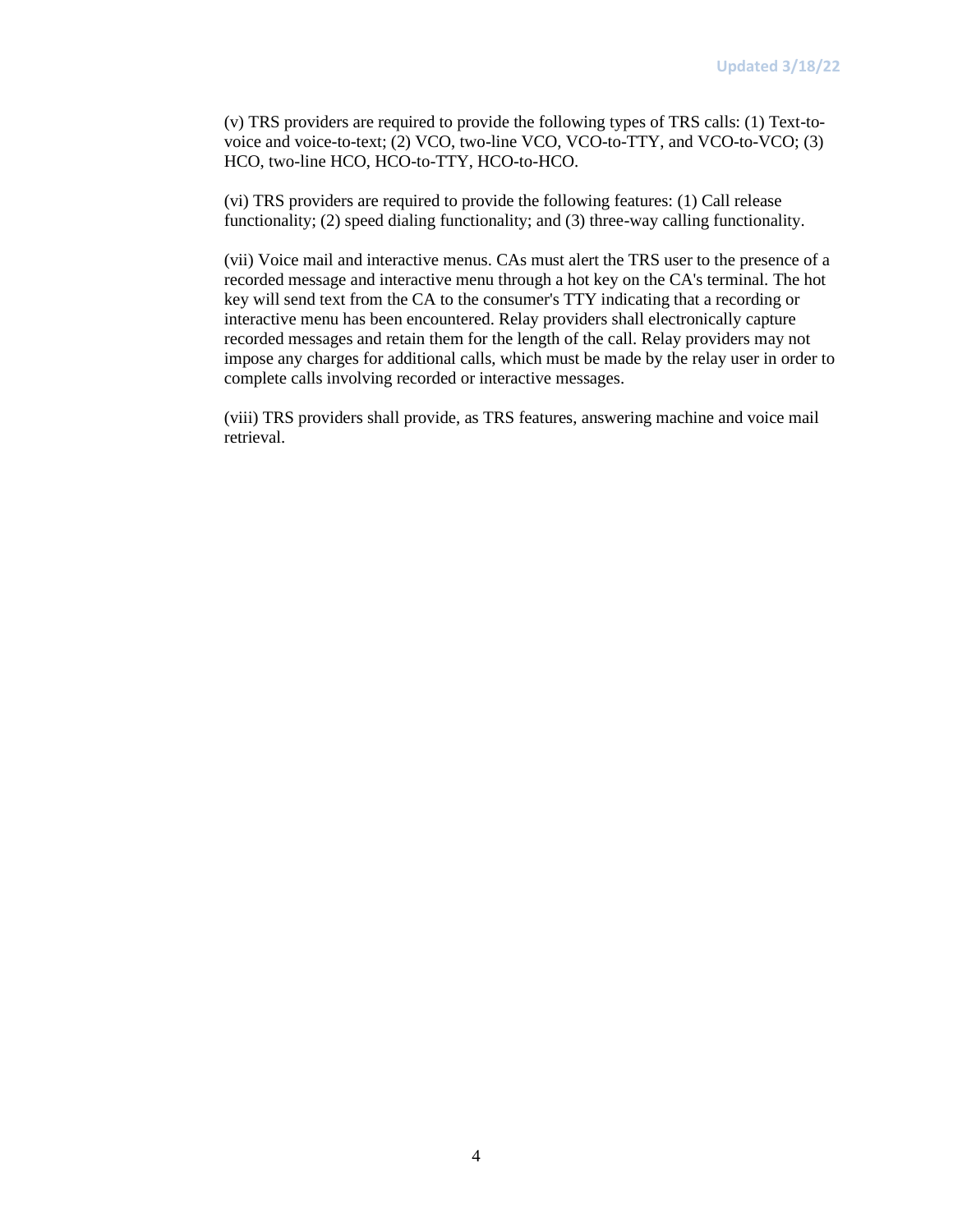(v) TRS providers are required to provide the following types of TRS calls: (1) Text-to-voice and voice-to-text; (2) VCO, two-line VCO, VCO-to-TTY, and VCO-to-VCO; (3) HCO, two-line HCO, HCO-to-TTY, HCO-to-HCO.

(vi) TRS providers are required to provide the following features: (1) Call release functionality; (2) speed dialing functionality; and (3) three-way calling functionality.

(vii) Voice mail and interactive menus. CAs must alert the TRS user to the presence of a recorded message and interactive menu through a hot key on the CA's terminal. The hot key will send text from the CA to the consumer's TTY indicating that a recording or interactive menu has been encountered. Relay providers shall electronically capture recorded messages and retain them for the length of the call. Relay providers may not impose any charges for additional calls, which must be made by the relay user in order to complete calls involving recorded or interactive messages.

(viii) TRS providers shall provide, as TRS features, answering machine and voice mail retrieval.